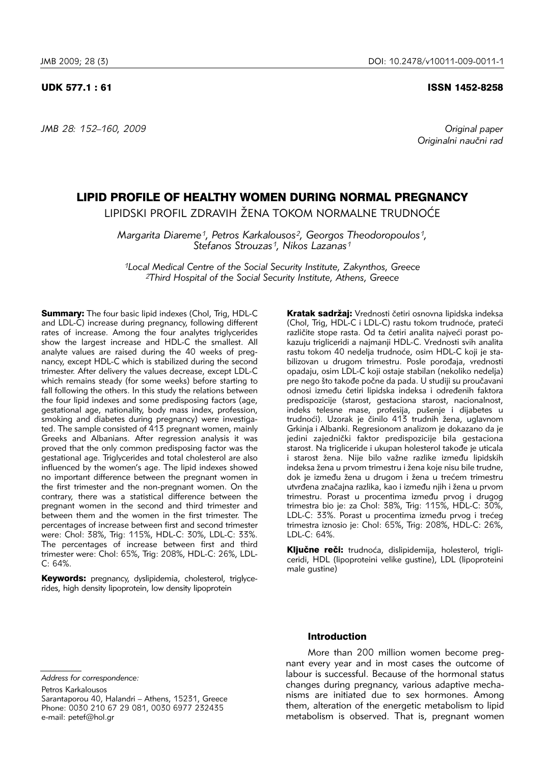UDK 577.1 : 61

ISSN 1452-8258

*Original paper*
*Originalni naučni rad*

# LIPID PROFILE OF HEALTHY WOMEN DURING NORMAL PREGNANCY

LIPIDSKI PROFIL ZDRAVIH ŽENA TOKOM NORMALNE TRUDNOĆE

*Margarita Diareme[1], Petros Karkalousos[2], Georgos Theodoropoulos[1], Stefanos Strouzas[1], Nikos Lazanas[1]*

*[1]Local Medical Centre of the Social Security Institute, Zakynthos, Greece*
*[2]Third Hospital of the Social Security Institute, Athens, Greece*

**Summary:** The four basic lipid indexes (Chol, Trig, HDL-C and LDL-C) increase during pregnancy, following different rates of increase. Among the four analytes triglycerides show the largest increase and HDL-C the smallest. All analyte values are raised during the 40 weeks of pregnancy, except HDL-C which is stabilized during the second trimester. After delivery the values decrease, except LDL-C which remains steady (for some weeks) before starting to fall following the others. In this study the relations between the four lipid indexes and some predisposing factors (age, gestational age, nationality, body mass index, profession, smoking and diabetes during pregnancy) were investigated. The sample consisted of 413 pregnant women, mainly Greeks and Albanians. After regression analysis it was proved that the only common predisposing factor was the gestational age. Triglycerides and total cholesterol are also influenced by the women's age. The lipid indexes showed no important difference between the pregnant women in the first trimester and the non-pregnant women. On the contrary, there was a statistical difference between the pregnant women in the second and third trimester and between them and the women in the first trimester. The percentages of increase between first and second trimester were: Chol: 38%, Trig: 115%, HDL-C: 30%, LDL-C: 33%. The percentages of increase between first and third trimester were: Chol: 65%, Trig: 208%, HDL-C: 26%, LDL-C: 64%.

**Keywords:** pregnancy, dyslipidemia, cholesterol, triglycerides, high density lipoprotein, low density lipoprotein

**Kratak sadržaj:** Vrednosti četiri osnovna lipidska indeksa (Chol, Trig, HDL-C i LDL-C) rastu tokom trudnoće, prateći različite stope rasta. Od ta četiri analita najveći porast pokazuju trigliceridi a najmanji HDL-C. Vrednosti svih analita rastu tokom 40 nedelja trudnoće, osim HDL-C koji je stabilizovan u drugom trimestru. Posle porođaja, vrednosti opadaju, osim LDL-C koji ostaje stabilan (nekoliko nedelja) pre nego što takođe počne da pada. U studiji su proučavani odnosi između četiri lipidska indeksa i određenih faktora predispozicije (starost, gestaciona starost, nacionalnost, indeks telesne mase, profesija, pušenje i dijabetes u trudnoći). Uzorak je činilo 413 trudnih žena, uglavnom Grkinja i Albanki. Regresionom analizom je dokazano da je jedini zajednički faktor predispozicije bila gestaciona starost. Na trigliceride i ukupan holesterol takođe je uticala i starost žena. Nije bilo važne razlike između lipidskih indeksa žena u prvom trimestru i žena koje nisu bile trudne, dok je između žena u drugom i žena u trećem trimestru utvrđena značajna razlika, kao i između njih i žena u prvom trimestru. Porast u procentima između prvog i drugog trimestra bio je: za Chol: 38%, Trig: 115%, HDL-C: 30%, LDL-C: 33%. Porast u procentima između prvog i trećeg trimestra iznosio je: Chol: 65%, Trig: 208%, HDL-C: 26%, LDL-C: 64%.

**Ključne reči:** trudnoća, dislipidemija, holesterol, trigliceridi, HDL (lipoproteini velike gustine), LDL (lipoproteini male gustine)

## Introduction

More than 200 million women become pregnant every year and in most cases the outcome of labour is successful. Because of the hormonal status changes during pregnancy, various adaptive mechanisms are initiated due to sex hormones. Among them, alteration of the energetic metabolism to lipid metabolism is observed. That is, pregnant women

*Address for correspondence:*

Petros Karkalousos
Sarantaporou 40, Halandri – Athens, 15231, Greece
Phone: 0030 210 67 29 081, 0030 6977 232435
e-mail: petef@hol.gr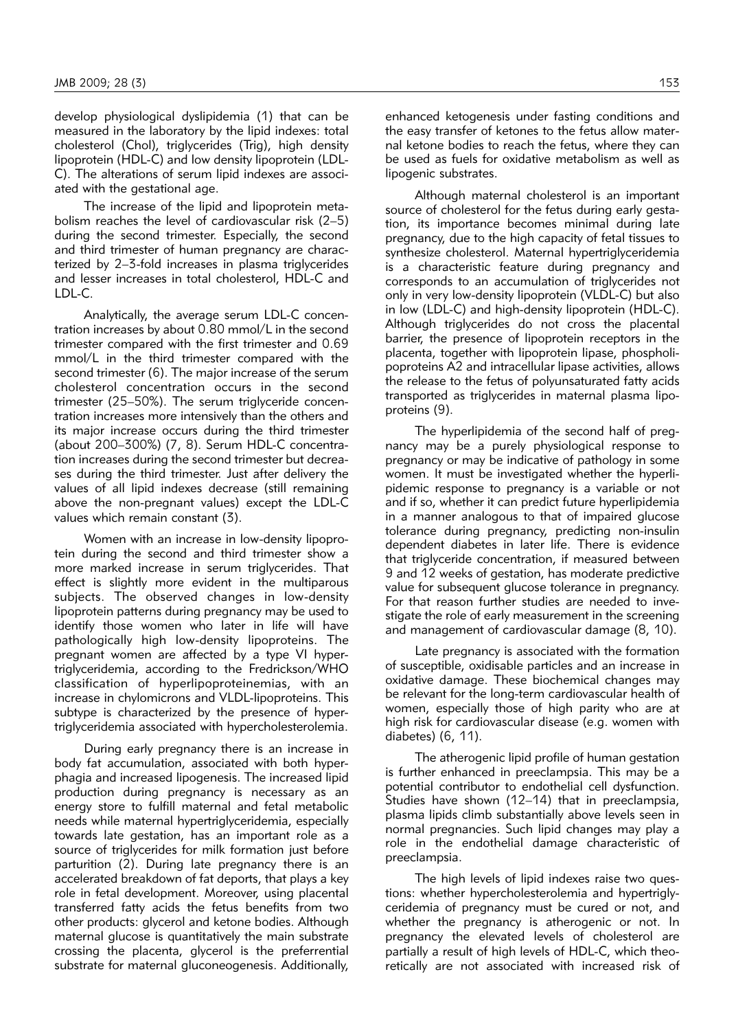develop physiological dyslipidemia (1) that can be measured in the laboratory by the lipid indexes: total cholesterol (Chol), triglycerides (Trig), high density lipoprotein (HDL-C) and low density lipoprotein (LDL-C). The alterations of serum lipid indexes are associated with the gestational age.

The increase of the lipid and lipoprotein metabolism reaches the level of cardiovascular risk (2–5) during the second trimester. Especially, the second and third trimester of human pregnancy are characterized by 2–3-fold increases in plasma triglycerides and lesser increases in total cholesterol, HDL-C and LDL-C.

Analytically, the average serum LDL-C concentration increases by about 0.80 mmol/L in the second trimester compared with the first trimester and 0.69 mmol/L in the third trimester compared with the second trimester (6). The major increase of the serum cholesterol concentration occurs in the second trimester (25–50%). The serum triglyceride concentration increases more intensively than the others and its major increase occurs during the third trimester (about 200–300%) (7, 8). Serum HDL-C concentration increases during the second trimester but decreases during the third trimester. Just after delivery the values of all lipid indexes decrease (still remaining above the non-pregnant values) except the LDL-C values which remain constant (3).

Women with an increase in low-density lipoprotein during the second and third trimester show a more marked increase in serum triglycerides. That effect is slightly more evident in the multiparous subjects. The observed changes in low-density lipoprotein patterns during pregnancy may be used to identify those women who later in life will have pathologically high low-density lipoproteins. The pregnant women are affected by a type VI hypertriglyceridemia, according to the Fredrickson/WHO classification of hyperlipoproteinemias, with an increase in chylomicrons and VLDL-lipoproteins. This subtype is characterized by the presence of hypertriglyceridemia associated with hypercholesterolemia.

During early pregnancy there is an increase in body fat accumulation, associated with both hyperphagia and increased lipogenesis. The increased lipid production during pregnancy is necessary as an energy store to fulfill maternal and fetal metabolic needs while maternal hypertriglyceridemia, especially towards late gestation, has an important role as a source of triglycerides for milk formation just before parturition (2). During late pregnancy there is an accelerated breakdown of fat deports, that plays a key role in fetal development. Moreover, using placental transferred fatty acids the fetus benefits from two other products: glycerol and ketone bodies. Although maternal glucose is quantitatively the main substrate crossing the placenta, glycerol is the preferrential substrate for maternal gluconeogenesis. Additionally, enhanced ketogenesis under fasting conditions and the easy transfer of ketones to the fetus allow maternal ketone bodies to reach the fetus, where they can be used as fuels for oxidative metabolism as well as lipogenic substrates.

Although maternal cholesterol is an important source of cholesterol for the fetus during early gestation, its importance becomes minimal during late pregnancy, due to the high capacity of fetal tissues to synthesize cholesterol. Maternal hypertriglyceridemia is a characteristic feature during pregnancy and corresponds to an accumulation of triglycerides not only in very low-density lipoprotein (VLDL-C) but also in low (LDL-C) and high-density lipoprotein (HDL-C). Although triglycerides do not cross the placental barrier, the presence of lipoprotein receptors in the placenta, together with lipoprotein lipase, phospholipoproteins A2 and intracellular lipase activities, allows the release to the fetus of polyunsaturated fatty acids transported as triglycerides in maternal plasma lipoproteins (9).

The hyperlipidemia of the second half of pregnancy may be a purely physiological response to pregnancy or may be indicative of pathology in some women. It must be investigated whether the hyperlipidemic response to pregnancy is a variable or not and if so, whether it can predict future hyperlipidemia in a manner analogous to that of impaired glucose tolerance during pregnancy, predicting non-insulin dependent diabetes in later life. There is evidence that triglyceride concentration, if measured between 9 and 12 weeks of gestation, has moderate predictive value for subsequent glucose tolerance in pregnancy. For that reason further studies are needed to investigate the role of early measurement in the screening and management of cardiovascular damage (8, 10).

Late pregnancy is associated with the formation of susceptible, oxidisable particles and an increase in oxidative damage. These biochemical changes may be relevant for the long-term cardiovascular health of women, especially those of high parity who are at high risk for cardiovascular disease (e.g. women with diabetes) (6, 11).

The atherogenic lipid profile of human gestation is further enhanced in preeclampsia. This may be a potential contributor to endothelial cell dysfunction. Studies have shown (12–14) that in preeclampsia, plasma lipids climb substantially above levels seen in normal pregnancies. Such lipid changes may play a role in the endothelial damage characteristic of preeclampsia.

The high levels of lipid indexes raise two questions: whether hypercholesterolemia and hypertriglyceridemia of pregnancy must be cured or not, and whether the pregnancy is atherogenic or not. In pregnancy the elevated levels of cholesterol are partially a result of high levels of HDL-C, which theoretically are not associated with increased risk of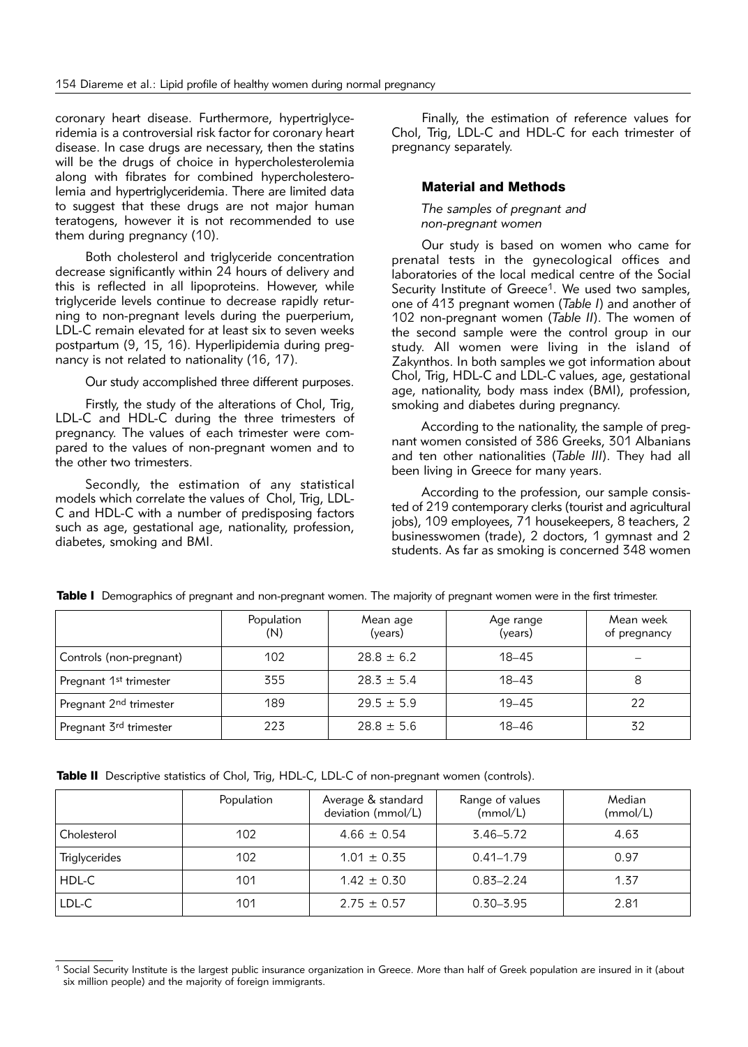coronary heart disease. Furthermore, hypertriglyceridemia is a controversial risk factor for coronary heart disease. In case drugs are necessary, then the statins will be the drugs of choice in hypercholesterolemia along with fibrates for combined hypercholesterolemia and hypertriglyceridemia. There are limited data to suggest that these drugs are not major human teratogens, however it is not recommended to use them during pregnancy (10).

Both cholesterol and triglyceride concentration decrease significantly within 24 hours of delivery and this is reflected in all lipoproteins. However, while triglyceride levels continue to decrease rapidly returning to non-pregnant levels during the puerperium, LDL-C remain elevated for at least six to seven weeks postpartum (9, 15, 16). Hyperlipidemia during pregnancy is not related to nationality (16, 17).

Our study accomplished three different purposes.

Firstly, the study of the alterations of Chol, Trig, LDL-C and HDL-C during the three trimesters of pregnancy. The values of each trimester were compared to the values of non-pregnant women and to the other two trimesters.

Secondly, the estimation of any statistical models which correlate the values of Chol, Trig, LDL-C and HDL-C with a number of predisposing factors such as age, gestational age, nationality, profession, diabetes, smoking and BMI.

Finally, the estimation of reference values for Chol, Trig, LDL-C and HDL-C for each trimester of pregnancy separately.

## Material and Methods

*The samples of pregnant and non-pregnant women*

Our study is based on women who came for prenatal tests in the gynecological offices and laboratories of the local medical centre of the Social Security Institute of Greece[1]. We used two samples, one of 413 pregnant women (*Table I*) and another of 102 non-pregnant women (*Table II*). The women of the second sample were the control group in our study. All women were living in the island of Zakynthos. In both samples we got information about Chol, Trig, HDL-C and LDL-C values, age, gestational age, nationality, body mass index (BMI), profession, smoking and diabetes during pregnancy.

According to the nationality, the sample of pregnant women consisted of 386 Greeks, 301 Albanians and ten other nationalities (*Table III*). They had all been living in Greece for many years.

According to the profession, our sample consisted of 219 contemporary clerks (tourist and agricultural jobs), 109 employees, 71 housekeepers, 8 teachers, 2 businesswomen (trade), 2 doctors, 1 gymnast and 2 students. As far as smoking is concerned 348 women

**Table I** Demographics of pregnant and non-pregnant women. The majority of pregnant women were in the first trimester.

| | Population (N) | Mean age (years) | Age range (years) | Mean week of pregnancy |
|---|---|---|---|---|
| Controls (non-pregnant) | 102 | 28.8 ± 6.2 | 18–45 | – |
| Pregnant 1st trimester | 355 | 28.3 ± 5.4 | 18–43 | 8 |
| Pregnant 2nd trimester | 189 | 29.5 ± 5.9 | 19–45 | 22 |
| Pregnant 3rd trimester | 223 | 28.8 ± 5.6 | 18–46 | 32 |

**Table II** Descriptive statistics of Chol, Trig, HDL-C, LDL-C of non-pregnant women (controls).

| | Population | Average & standard deviation (mmol/L) | Range of values (mmol/L) | Median (mmol/L) |
|---|---|---|---|---|
| Cholesterol | 102 | 4.66 ± 0.54 | 3.46–5.72 | 4.63 |
| Triglycerides | 102 | 1.01 ± 0.35 | 0.41–1.79 | 0.97 |
| HDL-C | 101 | 1.42 ± 0.30 | 0.83–2.24 | 1.37 |
| LDL-C | 101 | 2.75 ± 0.57 | 0.30–3.95 | 2.81 |

[1] Social Security Institute is the largest public insurance organization in Greece. More than half of Greek population are insured in it (about six million people) and the majority of foreign immigrants.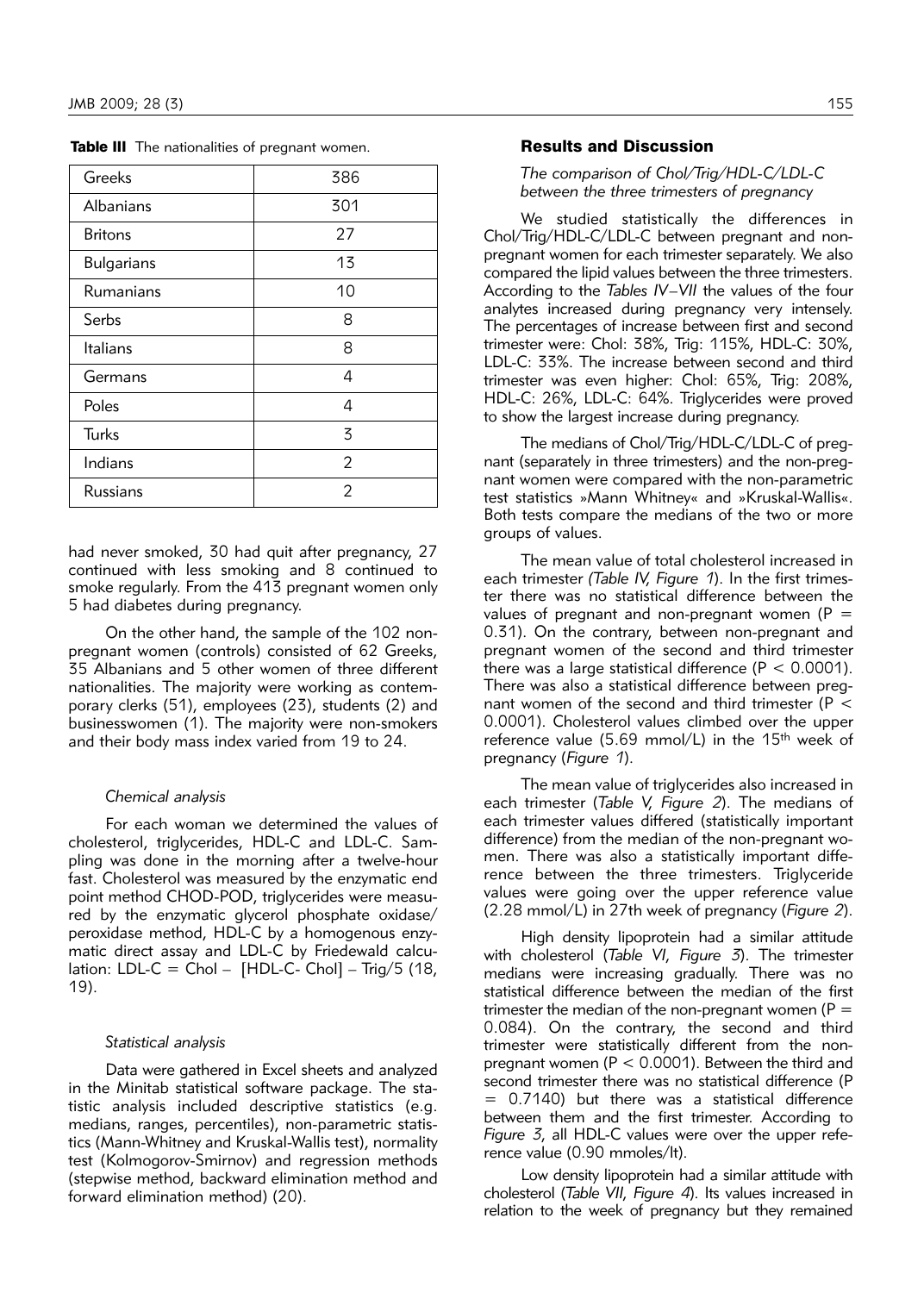**Table III** The nationalities of pregnant women.

| Greeks | 386 |
|---|---|
| Albanians | 301 |
| Britons | 27 |
| Bulgarians | 13 |
| Rumanians | 10 |
| Serbs | 8 |
| Italians | 8 |
| Germans | 4 |
| Poles | 4 |
| Turks | 3 |
| Indians | 2 |
| Russians | 2 |

had never smoked, 30 had quit after pregnancy, 27 continued with less smoking and 8 continued to smoke regularly. From the 413 pregnant women only 5 had diabetes during pregnancy.

On the other hand, the sample of the 102 non-pregnant women (controls) consisted of 62 Greeks, 35 Albanians and 5 other women of three different nationalities. The majority were working as contemporary clerks (51), employees (23), students (2) and businesswomen (1). The majority were non-smokers and their body mass index varied from 19 to 24.

### *Chemical analysis*

For each woman we determined the values of cholesterol, triglycerides, HDL-C and LDL-C. Sampling was done in the morning after a twelve-hour fast. Cholesterol was measured by the enzymatic end point method CHOD-POD, triglycerides were measured by the enzymatic glycerol phosphate oxidase/peroxidase method, HDL-C by a homogenous enzymatic direct assay and LDL-C by Friedewald calculation: LDL-C = Chol – [HDL-C- Chol] – Trig/5 (18, 19).

### *Statistical analysis*

Data were gathered in Excel sheets and analyzed in the Minitab statistical software package. The statistic analysis included descriptive statistics (e.g. medians, ranges, percentiles), non-parametric statistics (Mann-Whitney and Kruskal-Wallis test), normality test (Kolmogorov-Smirnov) and regression methods (stepwise method, backward elimination method and forward elimination method) (20).

## Results and Discussion

### *The comparison of Chol/Trig/HDL-C/LDL-C between the three trimesters of pregnancy*

We studied statistically the differences in Chol/Trig/HDL-C/LDL-C between pregnant and non-pregnant women for each trimester separately. We also compared the lipid values between the three trimesters. According to the *Tables IV–VII* the values of the four analytes increased during pregnancy very intensely. The percentages of increase between first and second trimester were: Chol: 38%, Trig: 115%, HDL-C: 30%, LDL-C: 33%. The increase between second and third trimester was even higher: Chol: 65%, Trig: 208%, HDL-C: 26%, LDL-C: 64%. Triglycerides were proved to show the largest increase during pregnancy.

The medians of Chol/Trig/HDL-C/LDL-C of pregnant (separately in three trimesters) and the non-pregnant women were compared with the non-parametric test statistics »Mann Whitney« and »Kruskal-Wallis«. Both tests compare the medians of the two or more groups of values.

The mean value of total cholesterol increased in each trimester (*Table IV, Figure 1*). In the first trimester there was no statistical difference between the values of pregnant and non-pregnant women ($P = 0.31$). On the contrary, between non-pregnant and pregnant women of the second and third trimester there was a large statistical difference ($P < 0.0001$). There was also a statistical difference between pregnant women of the second and third trimester ($P < 0.0001$). Cholesterol values climbed over the upper reference value (5.69 mmol/L) in the 15$^{th}$ week of pregnancy (*Figure 1*).

The mean value of triglycerides also increased in each trimester (*Table V, Figure 2*). The medians of each trimester values differed (statistically important difference) from the median of the non-pregnant women. There was also a statistically important difference between the three trimesters. Triglyceride values were going over the upper reference value (2.28 mmol/L) in 27th week of pregnancy (*Figure 2*).

High density lipoprotein had a similar attitude with cholesterol (*Table VI, Figure 3*). The trimester medians were increasing gradually. There was no statistical difference between the median of the first trimester the median of the non-pregnant women ($P = 0.084$). On the contrary, the second and third trimester were statistically different from the non-pregnant women ($P < 0.0001$). Between the third and second trimester there was no statistical difference ($P = 0.7140$) but there was a statistical difference between them and the first trimester. According to *Figure 3*, all HDL-C values were over the upper reference value (0.90 mmoles/lt).

Low density lipoprotein had a similar attitude with cholesterol (*Table VII, Figure 4*). Its values increased in relation to the week of pregnancy but they remained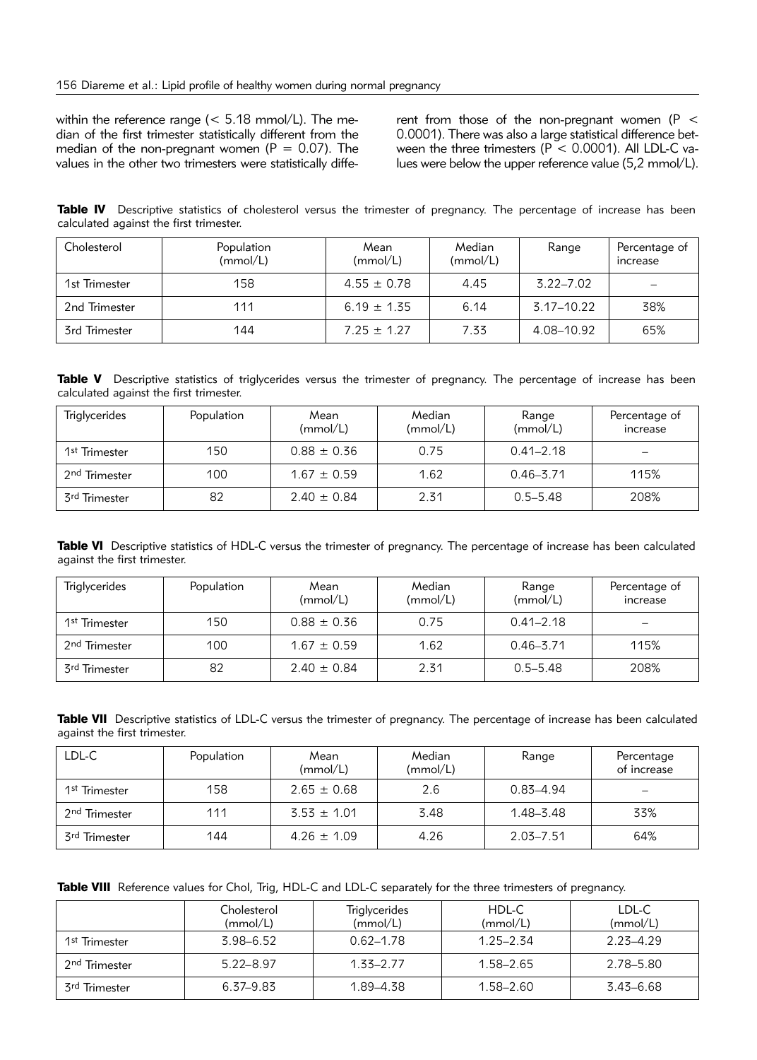within the reference range (< 5.18 mmol/L). The median of the first trimester statistically different from the median of the non-pregnant women ($P = 0.07$). The values in the other two trimesters were statistically different from those of the non-pregnant women ($P < 0.0001$). There was also a large statistical difference between the three trimesters ($P < 0.0001$). All LDL-C values were below the upper reference value (5,2 mmol/L).

**Table IV** Descriptive statistics of cholesterol versus the trimester of pregnancy. The percentage of increase has been calculated against the first trimester.

| Cholesterol | Population (mmol/L) | Mean (mmol/L) | Median (mmol/L) | Range | Percentage of increase |
|---|---|---|---|---|---|
| 1st Trimester | 158 | 4.55 ± 0.78 | 4.45 | 3.22–7.02 | – |
| 2nd Trimester | 111 | 6.19 ± 1.35 | 6.14 | 3.17–10.22 | 38% |
| 3rd Trimester | 144 | 7.25 ± 1.27 | 7.33 | 4.08–10.92 | 65% |

**Table V** Descriptive statistics of triglycerides versus the trimester of pregnancy. The percentage of increase has been calculated against the first trimester.

| Triglycerides | Population | Mean (mmol/L) | Median (mmol/L) | Range (mmol/L) | Percentage of increase |
|---|---|---|---|---|---|
| 1st Trimester | 150 | 0.88 ± 0.36 | 0.75 | 0.41–2.18 | – |
| 2nd Trimester | 100 | 1.67 ± 0.59 | 1.62 | 0.46–3.71 | 115% |
| 3rd Trimester | 82 | 2.40 ± 0.84 | 2.31 | 0.5–5.48 | 208% |

**Table VI** Descriptive statistics of HDL-C versus the trimester of pregnancy. The percentage of increase has been calculated against the first trimester.

| Triglycerides | Population | Mean (mmol/L) | Median (mmol/L) | Range (mmol/L) | Percentage of increase |
|---|---|---|---|---|---|
| 1st Trimester | 150 | 0.88 ± 0.36 | 0.75 | 0.41–2.18 | – |
| 2nd Trimester | 100 | 1.67 ± 0.59 | 1.62 | 0.46–3.71 | 115% |
| 3rd Trimester | 82 | 2.40 ± 0.84 | 2.31 | 0.5–5.48 | 208% |

**Table VII** Descriptive statistics of LDL-C versus the trimester of pregnancy. The percentage of increase has been calculated against the first trimester.

| LDL-C | Population | Mean (mmol/L) | Median (mmol/L) | Range | Percentage of increase |
|---|---|---|---|---|---|
| 1st Trimester | 158 | 2.65 ± 0.68 | 2.6 | 0.83–4.94 | – |
| 2nd Trimester | 111 | 3.53 ± 1.01 | 3.48 | 1.48–3.48 | 33% |
| 3rd Trimester | 144 | 4.26 ± 1.09 | 4.26 | 2.03–7.51 | 64% |

**Table VIII** Reference values for Chol, Trig, HDL-C and LDL-C separately for the three trimesters of pregnancy.

| | Cholesterol (mmol/L) | Triglycerides (mmol/L) | HDL-C (mmol/L) | LDL-C (mmol/L) |
|---|---|---|---|---|
| 1st Trimester | 3.98–6.52 | 0.62–1.78 | 1.25–2.34 | 2.23–4.29 |
| 2nd Trimester | 5.22–8.97 | 1.33–2.77 | 1.58–2.65 | 2.78–5.80 |
| 3rd Trimester | 6.37–9.83 | 1.89–4.38 | 1.58–2.60 | 3.43–6.68 |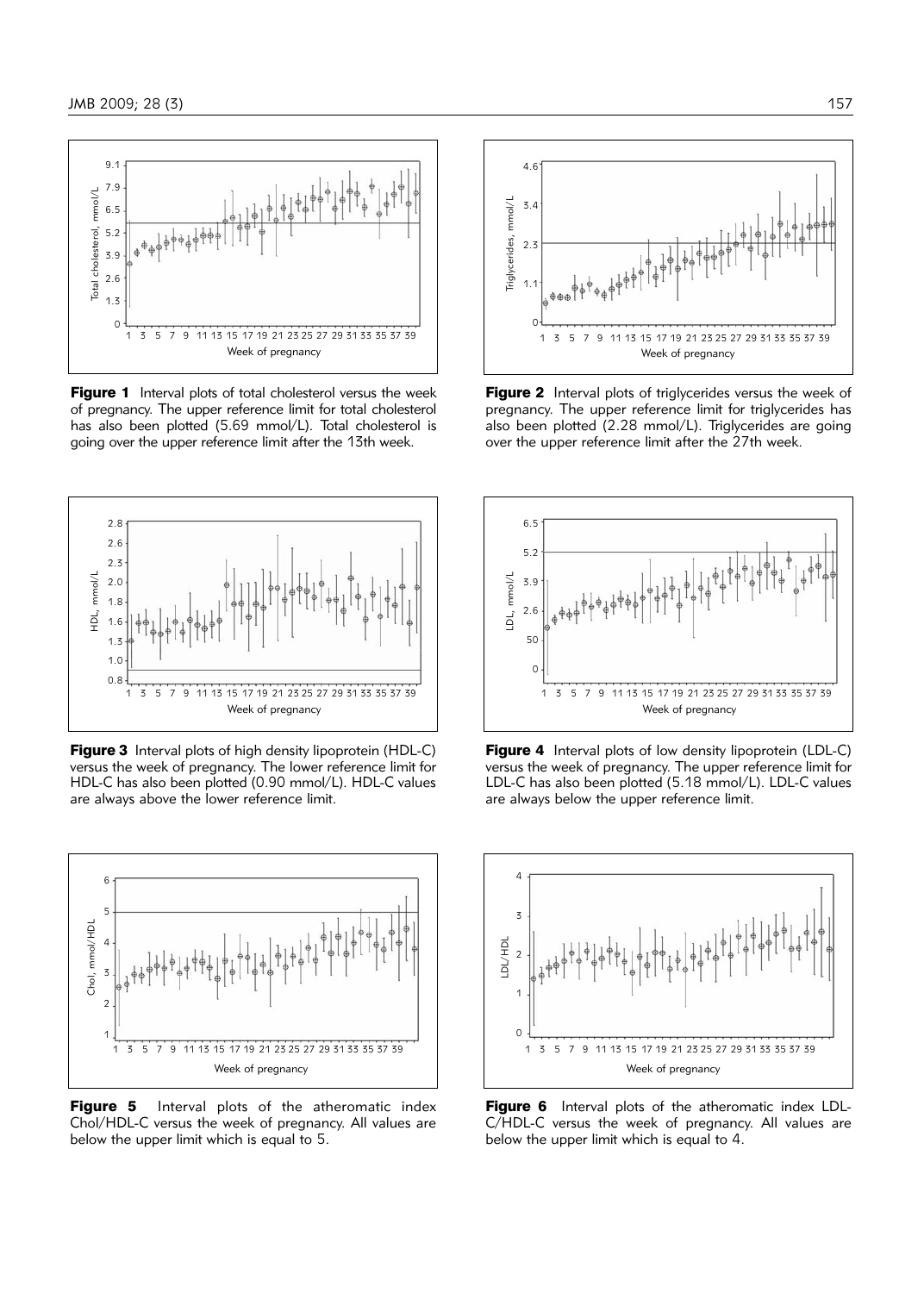**Figure 1** Interval plots of total cholesterol versus the week of pregnancy. The upper reference limit for total cholesterol has also been plotted (5.69 mmol/L). Total cholesterol is going over the upper reference limit after the 13th week.

**Figure 2** Interval plots of triglycerides versus the week of pregnancy. The upper reference limit for triglycerides has also been plotted (2.28 mmol/L). Triglycerides are going over the upper reference limit after the 27th week.

**Figure 3** Interval plots of high density lipoprotein (HDL-C) versus the week of pregnancy. The lower reference limit for HDL-C has also been plotted (0.90 mmol/L). HDL-C values are always above the lower reference limit.

**Figure 4** Interval plots of low density lipoprotein (LDL-C) versus the week of pregnancy. The upper reference limit for LDL-C has also been plotted (5.18 mmol/L). LDL-C values are always below the upper reference limit.

**Figure 5** Interval plots of the atheromatic index Chol/HDL-C versus the week of pregnancy. All values are below the upper limit which is equal to 5.

**Figure 6** Interval plots of the atheromatic index LDL-C/HDL-C versus the week of pregnancy. All values are below the upper limit which is equal to 4.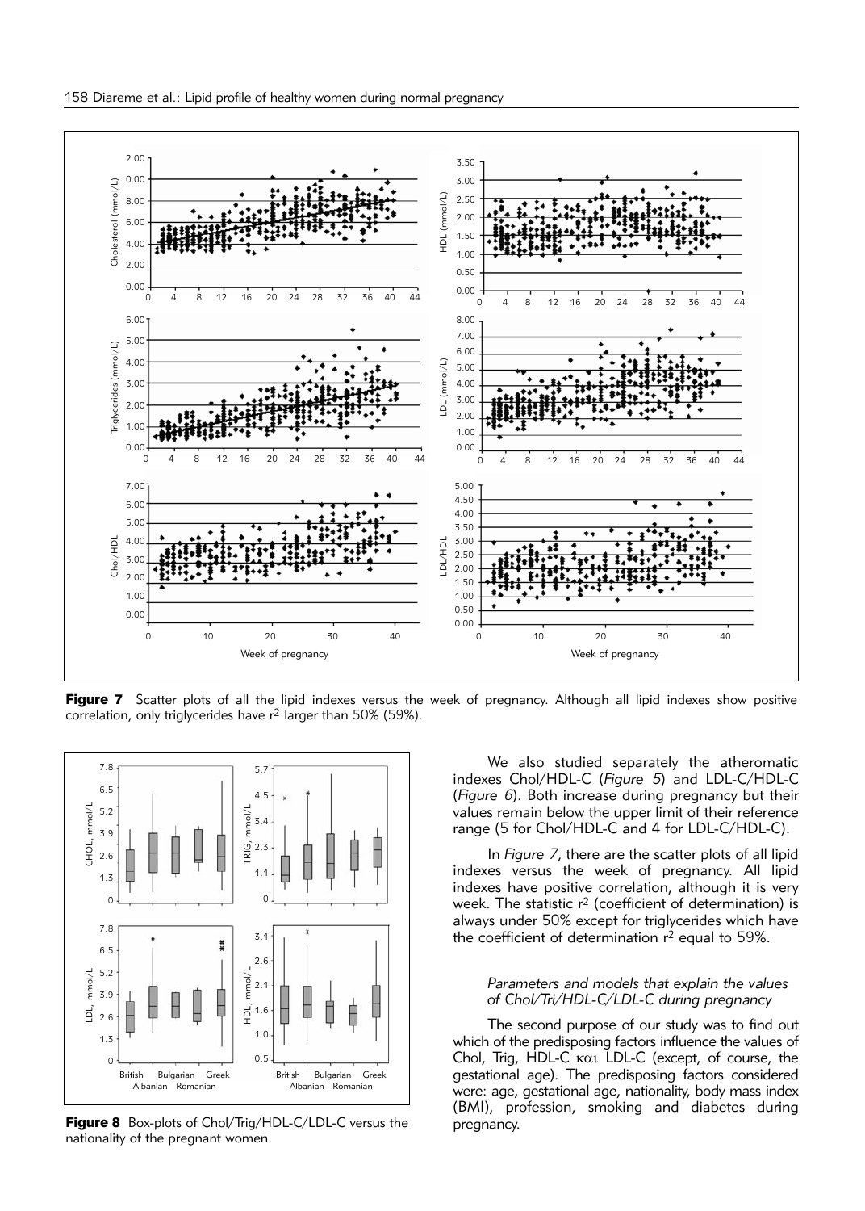**Figure 7** Scatter plots of all the lipid indexes versus the week of pregnancy. Although all lipid indexes show positive correlation, only triglycerides have $r^2$ larger than 50% (59%).

**Figure 8** Box-plots of Chol/Trig/HDL-C/LDL-C versus the nationality of the pregnant women.

We also studied separately the atheromatic indexes Chol/HDL-C (*Figure 5*) and LDL-C/HDL-C (*Figure 6*). Both increase during pregnancy but their values remain below the upper limit of their reference range (5 for Chol/HDL-C and 4 for LDL-C/HDL-C).

In *Figure 7*, there are the scatter plots of all lipid indexes versus the week of pregnancy. All lipid indexes have positive correlation, although it is very week. The statistic $r^2$ (coefficient of determination) is always under 50% except for triglycerides which have the coefficient of determination $r^2$ equal to 59%.

### *Parameters and models that explain the values of Chol/Tri/HDL-C/LDL-C during pregnancy*

The second purpose of our study was to find out which of the predisposing factors influence the values of Chol, Trig, HDL-C και LDL-C (except, of course, the gestational age). The predisposing factors considered were: age, gestational age, nationality, body mass index (BMI), profession, smoking and diabetes during pregnancy.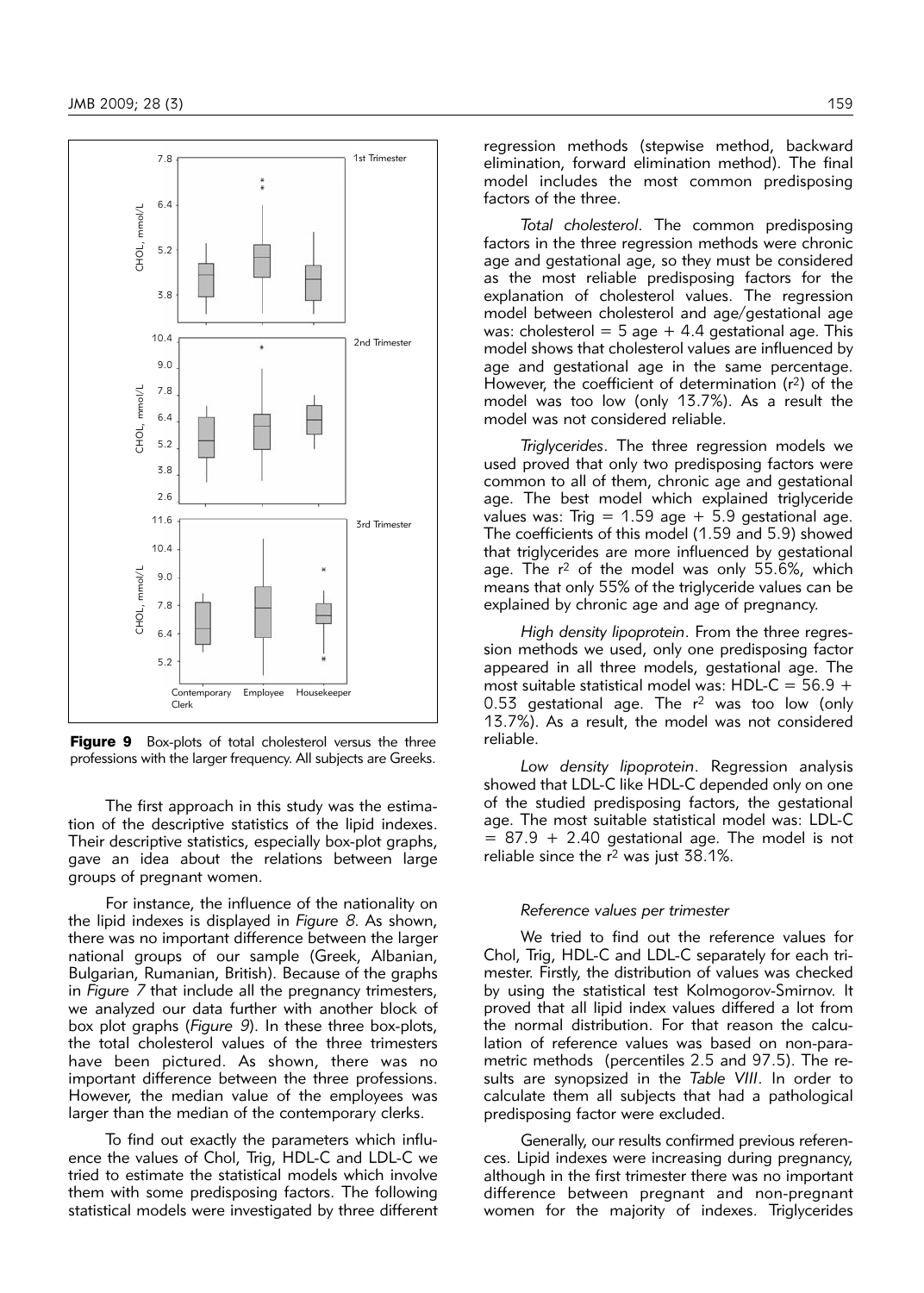**Figure 9** Box-plots of total cholesterol versus the three professions with the larger frequency. All subjects are Greeks.

The first approach in this study was the estimation of the descriptive statistics of the lipid indexes. Their descriptive statistics, especially box-plot graphs, gave an idea about the relations between large groups of pregnant women.

For instance, the influence of the nationality on the lipid indexes is displayed in *Figure 8*. As shown, there was no important difference between the larger national groups of our sample (Greek, Albanian, Bulgarian, Rumanian, British). Because of the graphs in *Figure 7* that include all the pregnancy trimesters, we analyzed our data further with another block of box plot graphs (*Figure 9*). In these three box-plots, the total cholesterol values of the three trimesters have been pictured. As shown, there was no important difference between the three professions. However, the median value of the employees was larger than the median of the contemporary clerks.

To find out exactly the parameters which influence the values of Chol, Trig, HDL-C and LDL-C we tried to estimate the statistical models which involve them with some predisposing factors. The following statistical models were investigated by three different regression methods (stepwise method, backward elimination, forward elimination method). The final model includes the most common predisposing factors of the three.

*Total cholesterol*. The common predisposing factors in the three regression methods were chronic age and gestational age, so they must be considered as the most reliable predisposing factors for the explanation of cholesterol values. The regression model between cholesterol and age/gestational age was: cholesterol = 5 age + 4.4 gestational age. This model shows that cholesterol values are influenced by age and gestational age in the same percentage. However, the coefficient of determination ($r^2$) of the model was too low (only 13.7%). As a result the model was not considered reliable.

*Triglycerides*. The three regression models we used proved that only two predisposing factors were common to all of them, chronic age and gestational age. The best model which explained triglyceride values was: Trig = 1.59 age + 5.9 gestational age. The coefficients of this model (1.59 and 5.9) showed that triglycerides are more influenced by gestational age. The $r^2$ of the model was only 55.6%, which means that only 55% of the triglyceride values can be explained by chronic age and age of pregnancy.

*High density lipoprotein*. From the three regression methods we used, only one predisposing factor appeared in all three models, gestational age. The most suitable statistical model was: HDL-C = 56.9 + 0.53 gestational age. The $r^2$ was too low (only 13.7%). As a result, the model was not considered reliable.

*Low density lipoprotein*. Regression analysis showed that LDL-C like HDL-C depended only on one of the studied predisposing factors, the gestational age. The most suitable statistical model was: LDL-C = 87.9 + 2.40 gestational age. The model is not reliable since the $r^2$ was just 38.1%.

#### *Reference values per trimester*

We tried to find out the reference values for Chol, Trig, HDL-C and LDL-C separately for each trimester. Firstly, the distribution of values was checked by using the statistical test Kolmogorov-Smirnov. It proved that all lipid index values differed a lot from the normal distribution. For that reason the calculation of reference values was based on non-parametric methods (percentiles 2.5 and 97.5). The results are synopsized in the *Table VIII*. In order to calculate them all subjects that had a pathological predisposing factor were excluded.

Generally, our results confirmed previous references. Lipid indexes were increasing during pregnancy, although in the first trimester there was no important difference between pregnant and non-pregnant women for the majority of indexes. Triglycerides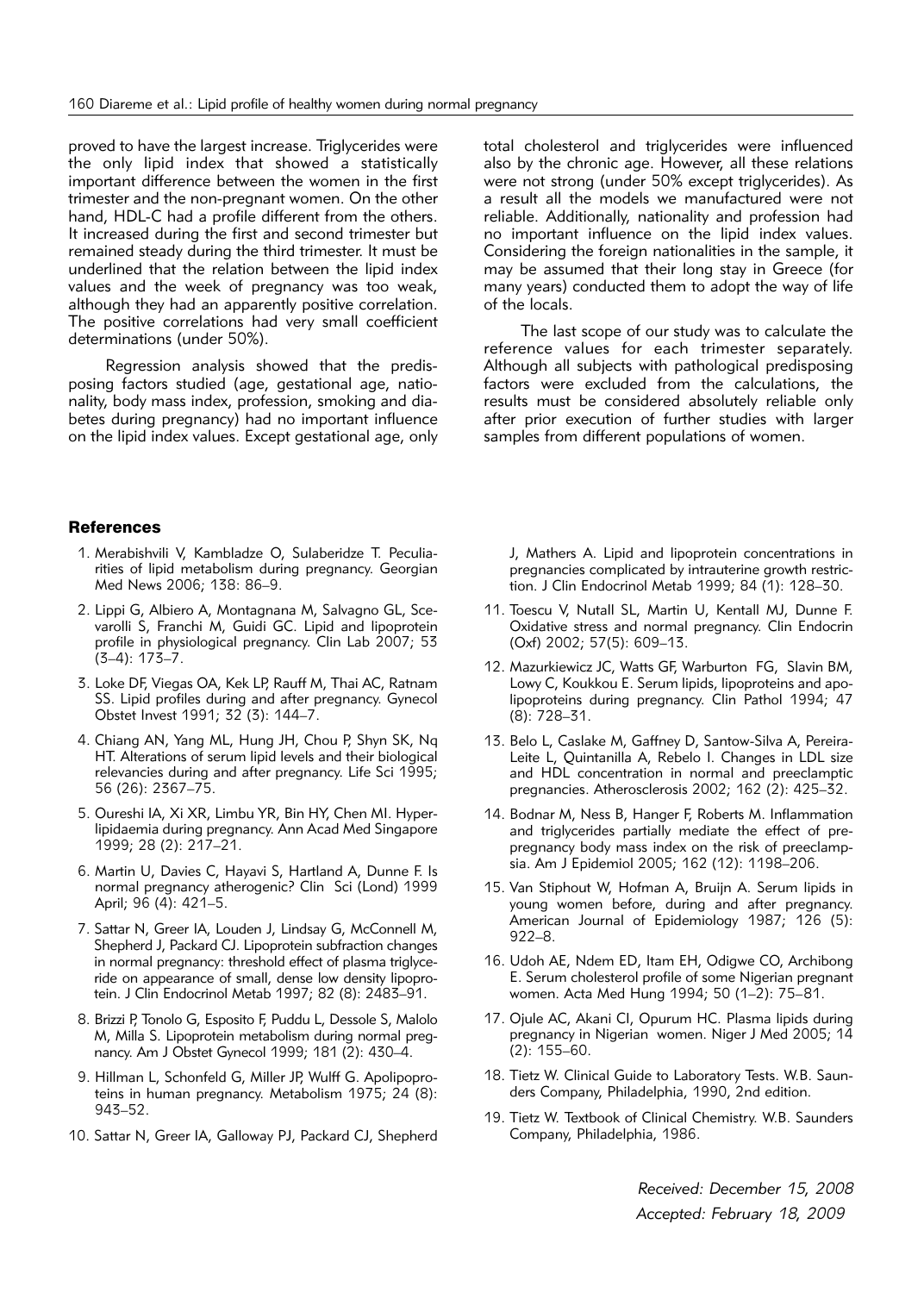proved to have the largest increase. Triglycerides were the only lipid index that showed a statistically important difference between the women in the first trimester and the non-pregnant women. On the other hand, HDL-C had a profile different from the others. It increased during the first and second trimester but remained steady during the third trimester. It must be underlined that the relation between the lipid index values and the week of pregnancy was too weak, although they had an apparently positive correlation. The positive correlations had very small coefficient determinations (under 50%).

Regression analysis showed that the predisposing factors studied (age, gestational age, nationality, body mass index, profession, smoking and diabetes during pregnancy) had no important influence on the lipid index values. Except gestational age, only total cholesterol and triglycerides were influenced also by the chronic age. However, all these relations were not strong (under 50% except triglycerides). As a result all the models we manufactured were not reliable. Additionally, nationality and profession had no important influence on the lipid index values. Considering the foreign nationalities in the sample, it may be assumed that their long stay in Greece (for many years) conducted them to adopt the way of life of the locals.

The last scope of our study was to calculate the reference values for each trimester separately. Although all subjects with pathological predisposing factors were excluded from the calculations, the results must be considered absolutely reliable only after prior execution of further studies with larger samples from different populations of women.

## References

1. Merabishvili V, Kambladze O, Sulaberidze T. Peculiarities of lipid metabolism during pregnancy. Georgian Med News 2006; 138: 86–9.
2. Lippi G, Albiero A, Montagnana M, Salvagno GL, Scevarolli S, Franchi M, Guidi GC. Lipid and lipoprotein profile in physiological pregnancy. Clin Lab 2007; 53 (3–4): 173–7.
3. Loke DF, Viegas OA, Kek LP, Rauff M, Thai AC, Ratnam SS. Lipid profiles during and after pregnancy. Gynecol Obstet Invest 1991; 32 (3): 144–7.
4. Chiang AN, Yang ML, Hung JH, Chou P, Shyn SK, Nq HT. Alterations of serum lipid levels and their biological relevancies during and after pregnancy. Life Sci 1995; 56 (26): 2367–75.
5. Oureshi IA, Xi XR, Limbu YR, Bin HY, Chen MI. Hyperlipidaemia during pregnancy. Ann Acad Med Singapore 1999; 28 (2): 217–21.
6. Martin U, Davies C, Hayavi S, Hartland A, Dunne F. Is normal pregnancy atherogenic? Clin Sci (Lond) 1999 April; 96 (4): 421–5.
7. Sattar N, Greer IA, Louden J, Lindsay G, McConnell M, Shepherd J, Packard CJ. Lipoprotein subfraction changes in normal pregnancy: threshold effect of plasma triglyceride on appearance of small, dense low density lipoprotein. J Clin Endocrinol Metab 1997; 82 (8): 2483–91.
8. Brizzi P, Tonolo G, Esposito F, Puddu L, Dessole S, Malolo M, Milla S. Lipoprotein metabolism during normal pregnancy. Am J Obstet Gynecol 1999; 181 (2): 430–4.
9. Hillman L, Schonfeld G, Miller JP, Wulff G. Apolipoproteins in human pregnancy. Metabolism 1975; 24 (8): 943–52.
10. Sattar N, Greer IA, Galloway PJ, Packard CJ, Shepherd J, Mathers A. Lipid and lipoprotein concentrations in pregnancies complicated by intrauterine growth restriction. J Clin Endocrinol Metab 1999; 84 (1): 128–30.
11. Toescu V, Nutall SL, Martin U, Kentall MJ, Dunne F. Oxidative stress and normal pregnancy. Clin Endocrin (Oxf) 2002; 57(5): 609–13.
12. Mazurkiewicz JC, Watts GF, Warburton FG, Slavin BM, Lowy C, Koukkou E. Serum lipids, lipoproteins and apolipoproteins during pregnancy. Clin Pathol 1994; 47 (8): 728–31.
13. Belo L, Caslake M, Gaffney D, Santow-Silva A, Pereira-Leite L, Quintanilla A, Rebelo I. Changes in LDL size and HDL concentration in normal and preeclamptic pregnancies. Atherosclerosis 2002; 162 (2): 425–32.
14. Bodnar M, Ness B, Hanger F, Roberts M. Inflammation and triglycerides partially mediate the effect of prepregnancy body mass index on the risk of preeclampsia. Am J Epidemiol 2005; 162 (12): 1198–206.
15. Van Stiphout W, Hofman A, Bruijn A. Serum lipids in young women before, during and after pregnancy. American Journal of Epidemiology 1987; 126 (5): 922–8.
16. Udoh AE, Ndem ED, Itam EH, Odigwe CO, Archibong E. Serum cholesterol profile of some Nigerian pregnant women. Acta Med Hung 1994; 50 (1–2): 75–81.
17. Ojule AC, Akani CI, Opurum HC. Plasma lipids during pregnancy in Nigerian women. Niger J Med 2005; 14 (2): 155–60.
18. Tietz W. Clinical Guide to Laboratory Tests. W.B. Saunders Company, Philadelphia, 1990, 2nd edition.
19. Tietz W. Textbook of Clinical Chemistry. W.B. Saunders Company, Philadelphia, 1986.

*Received: December 15, 2008*

*Accepted: February 18, 2009*